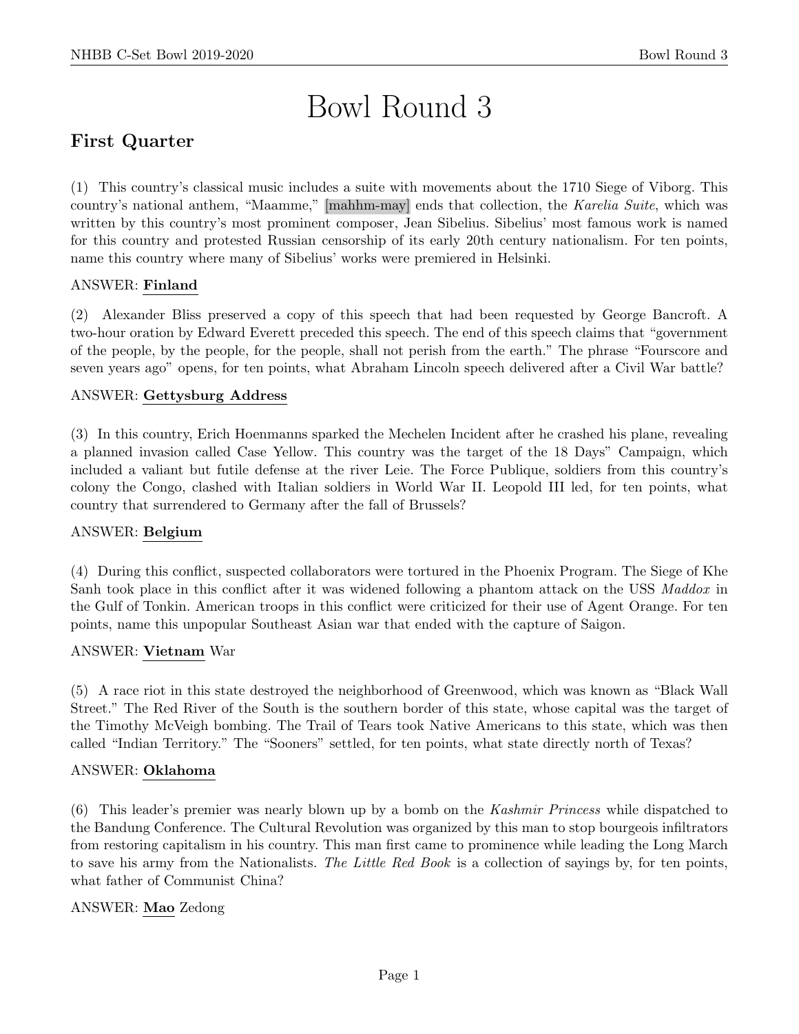# Bowl Round 3

## First Quarter

(1) This country's classical music includes a suite with movements about the 1710 Siege of Viborg. This country's national anthem, "Maamme," [mahhm-may] ends that collection, the *Karelia Suite*, which was written by this country's most prominent composer, Jean Sibelius. Sibelius' most famous work is named for this country and protested Russian censorship of its early 20th century nationalism. For ten points, name this country where many of Sibelius' works were premiered in Helsinki.

ANSWER: **Finland**

(2) Alexander Bliss preserved a copy of this speech that had been requested by George Bancroft. A two-hour oration by Edward Everett preceded this speech. The end of this speech claims that "government of the people, by the people, for the people, shall not perish from the earth." The phrase "Fourscore and seven years ago" opens, for ten points, what Abraham Lincoln speech delivered after a Civil War battle?

ANSWER: **Gettysburg Address**

(3) In this country, Erich Hoenmanns sparked the Mechelen Incident after he crashed his plane, revealing a planned invasion called Case Yellow. This country was the target of the 18 Days" Campaign, which included a valiant but futile defense at the river Leie. The Force Publique, soldiers from this country's colony the Congo, clashed with Italian soldiers in World War II. Leopold III led, for ten points, what country that surrendered to Germany after the fall of Brussels?

ANSWER: **Belgium**

(4) During this conflict, suspected collaborators were tortured in the Phoenix Program. The Siege of Khe Sanh took place in this conflict after it was widened following a phantom attack on the USS *Maddox* in the Gulf of Tonkin. American troops in this conflict were criticized for their use of Agent Orange. For ten points, name this unpopular Southeast Asian war that ended with the capture of Saigon.

ANSWER: **Vietnam** War

(5) A race riot in this state destroyed the neighborhood of Greenwood, which was known as "Black Wall Street." The Red River of the South is the southern border of this state, whose capital was the target of the Timothy McVeigh bombing. The Trail of Tears took Native Americans to this state, which was then called "Indian Territory." The "Sooners" settled, for ten points, what state directly north of Texas?

ANSWER: **Oklahoma**

(6) This leader's premier was nearly blown up by a bomb on the *Kashmir Princess* while dispatched to the Bandung Conference. The Cultural Revolution was organized by this man to stop bourgeois infiltrators from restoring capitalism in his country. This man first came to prominence while leading the Long March to save his army from the Nationalists. *The Little Red Book* is a collection of sayings by, for ten points, what father of Communist China?

ANSWER: **Mao** Zedong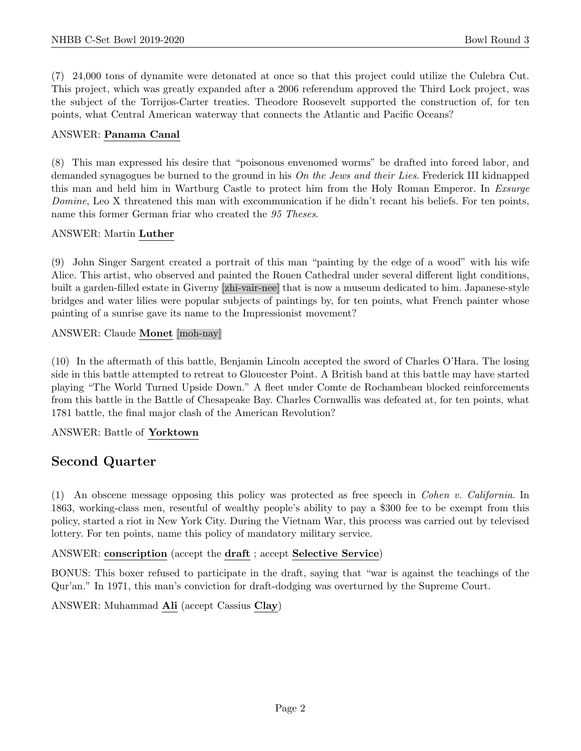(7) 24,000 tons of dynamite were detonated at once so that this project could utilize the Culebra Cut. This project, which was greatly expanded after a 2006 referendum approved the Third Lock project, was the subject of the Torrijos-Carter treaties. Theodore Roosevelt supported the construction of, for ten points, what Central American waterway that connects the Atlantic and Pacific Oceans?

ANSWER: **Panama Canal**

(8) This man expressed his desire that "poisonous envenomed worms" be drafted into forced labor, and demanded synagogues be burned to the ground in his *On the Jews and their Lies*. Frederick III kidnapped this man and held him in Wartburg Castle to protect him from the Holy Roman Emperor. In *Exsurge Domine*, Leo X threatened this man with excommunication if he didn't recant his beliefs. For ten points, name this former German friar who created the *95 Theses*.

ANSWER: Martin **Luther**

(9) John Singer Sargent created a portrait of this man "painting by the edge of a wood" with his wife Alice. This artist, who observed and painted the Rouen Cathedral under several different light conditions, built a garden-filled estate in Giverny [zhi-vair-nee] that is now a museum dedicated to him. Japanese-style bridges and water lilies were popular subjects of paintings by, for ten points, what French painter whose painting of a sunrise gave its name to the Impressionist movement?

ANSWER: Claude **Monet** [moh-nay]

(10) In the aftermath of this battle, Benjamin Lincoln accepted the sword of Charles O'Hara. The losing side in this battle attempted to retreat to Gloucester Point. A British band at this battle may have started playing "The World Turned Upside Down." A fleet under Comte de Rochambeau blocked reinforcements from this battle in the Battle of Chesapeake Bay. Charles Cornwallis was defeated at, for ten points, what 1781 battle, the final major clash of the American Revolution?

ANSWER: Battle of **Yorktown**

## Second Quarter

(1) An obscene message opposing this policy was protected as free speech in *Cohen v. California*. In 1863, working-class men, resentful of wealthy people's ability to pay a $300 fee to be exempt from this policy, started a riot in New York City. During the Vietnam War, this process was carried out by televised lottery. For ten points, name this policy of mandatory military service.

ANSWER: **conscription** (accept the **draft** ; accept **Selective Service**)

BONUS: This boxer refused to participate in the draft, saying that "war is against the teachings of the Qur'an." In 1971, this man's conviction for draft-dodging was overturned by the Supreme Court.

ANSWER: Muhammad **Ali** (accept Cassius **Clay**)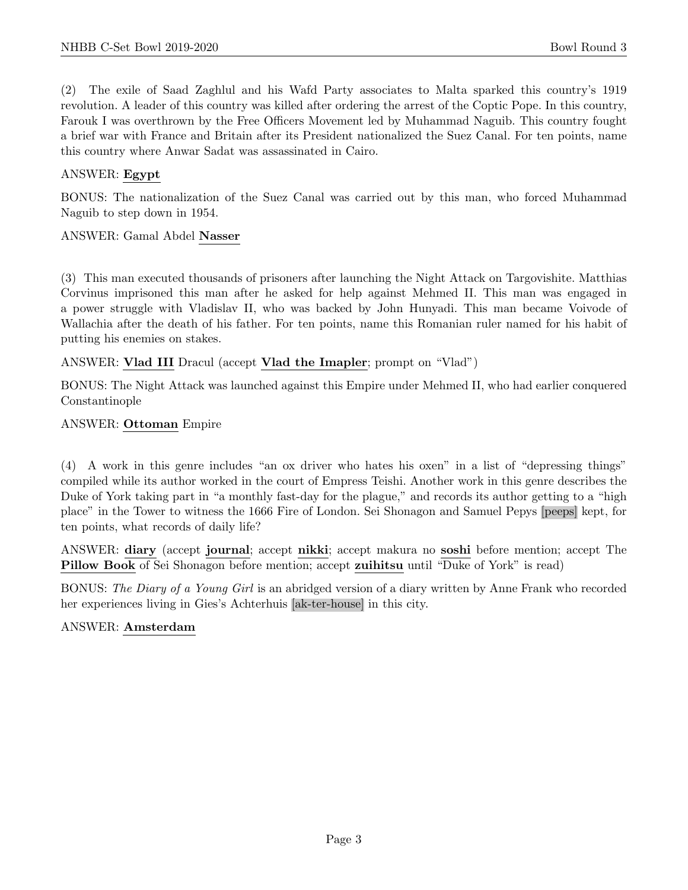(2) The exile of Saad Zaghlul and his Wafd Party associates to Malta sparked this country's 1919 revolution. A leader of this country was killed after ordering the arrest of the Coptic Pope. In this country, Farouk I was overthrown by the Free Officers Movement led by Muhammad Naguib. This country fought a brief war with France and Britain after its President nationalized the Suez Canal. For ten points, name this country where Anwar Sadat was assassinated in Cairo.

ANSWER: **Egypt**

BONUS: The nationalization of the Suez Canal was carried out by this man, who forced Muhammad Naguib to step down in 1954.

ANSWER: Gamal Abdel **Nasser**

(3) This man executed thousands of prisoners after launching the Night Attack on Targovishite. Matthias Corvinus imprisoned this man after he asked for help against Mehmed II. This man was engaged in a power struggle with Vladislav II, who was backed by John Hunyadi. This man became Voivode of Wallachia after the death of his father. For ten points, name this Romanian ruler named for his habit of putting his enemies on stakes.

ANSWER: **Vlad III** Dracul (accept **Vlad the Impaler**; prompt on "Vlad")

BONUS: The Night Attack was launched against this Empire under Mehmed II, who had earlier conquered Constantinople

ANSWER: **Ottoman** Empire

(4) A work in this genre includes "an ox driver who hates his oxen" in a list of "depressing things" compiled while its author worked in the court of Empress Teishi. Another work in this genre describes the Duke of York taking part in "a monthly fast-day for the plague," and records its author getting to a "high place" in the Tower to witness the 1666 Fire of London. Sei Shonagon and Samuel Pepys [peeps] kept, for ten points, what records of daily life?

ANSWER: **diary** (accept **journal**; accept **nikki**; accept makura no **soshi** before mention; accept The **Pillow Book** of Sei Shonagon before mention; accept **zuihitsu** until "Duke of York" is read)

BONUS: *The Diary of a Young Girl* is an abridged version of a diary written by Anne Frank who recorded her experiences living in Gies's Achterhuis [ak-ter-house] in this city.

ANSWER: **Amsterdam**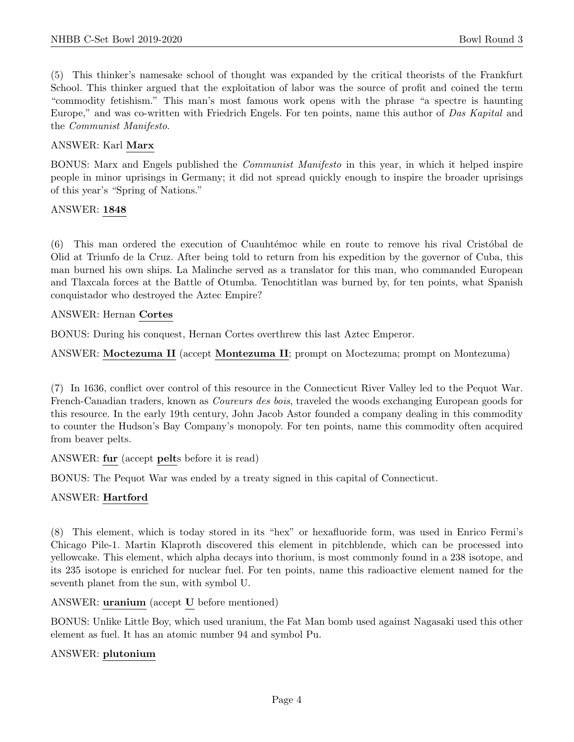(5) This thinker's namesake school of thought was expanded by the critical theorists of the Frankfurt School. This thinker argued that the exploitation of labor was the source of profit and coined the term "commodity fetishism." This man's most famous work opens with the phrase "a spectre is haunting Europe," and was co-written with Friedrich Engels. For ten points, name this author of *Das Kapital* and the *Communist Manifesto*.

ANSWER: Karl **Marx**

BONUS: Marx and Engels published the *Communist Manifesto* in this year, in which it helped inspire people in minor uprisings in Germany; it did not spread quickly enough to inspire the broader uprisings of this year's "Spring of Nations."

ANSWER: **1848**

(6) This man ordered the execution of Cuauhtémoc while en route to remove his rival Cristóbal de Olid at Triunfo de la Cruz. After being told to return from his expedition by the governor of Cuba, this man burned his own ships. La Malinche served as a translator for this man, who commanded European and Tlaxcala forces at the Battle of Otumba. Tenochtitlan was burned by, for ten points, what Spanish conquistador who destroyed the Aztec Empire?

ANSWER: Hernan **Cortes**

BONUS: During his conquest, Hernan Cortes overthrew this last Aztec Emperor.

ANSWER: **Moctezuma II** (accept **Montezuma II**; prompt on Moctezuma; prompt on Montezuma)

(7) In 1636, conflict over control of this resource in the Connecticut River Valley led to the Pequot War. French-Canadian traders, known as *Coureurs des bois*, traveled the woods exchanging European goods for this resource. In the early 19th century, John Jacob Astor founded a company dealing in this commodity to counter the Hudson's Bay Company's monopoly. For ten points, name this commodity often acquired from beaver pelts.

ANSWER: **fur** (accept **pelt**s before it is read)

BONUS: The Pequot War was ended by a treaty signed in this capital of Connecticut.

ANSWER: **Hartford**

(8) This element, which is today stored in its "hex" or hexafluoride form, was used in Enrico Fermi's Chicago Pile-1. Martin Klaproth discovered this element in pitchblende, which can be processed into yellowcake. This element, which alpha decays into thorium, is most commonly found in a 238 isotope, and its 235 isotope is enriched for nuclear fuel. For ten points, name this radioactive element named for the seventh planet from the sun, with symbol U.

ANSWER: **uranium** (accept **U** before mentioned)

BONUS: Unlike Little Boy, which used uranium, the Fat Man bomb used against Nagasaki used this other element as fuel. It has an atomic number 94 and symbol Pu.

ANSWER: **plutonium**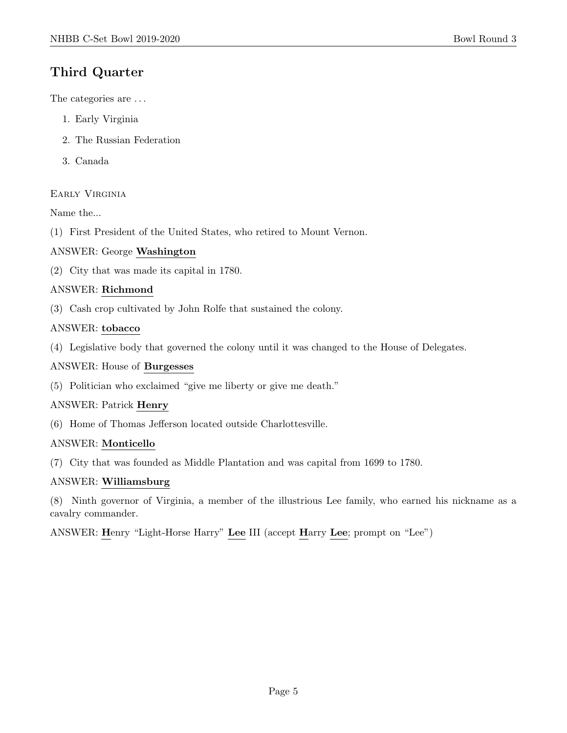## Third Quarter

The categories are . . .

1. Early Virginia
2. The Russian Federation
3. Canada

### Early Virginia

Name the...

(1) First President of the United States, who retired to Mount Vernon.

ANSWER: George **Washington**

(2) City that was made its capital in 1780.

ANSWER: **Richmond**

(3) Cash crop cultivated by John Rolfe that sustained the colony.

ANSWER: **tobacco**

(4) Legislative body that governed the colony until it was changed to the House of Delegates.

ANSWER: House of **Burgesses**

(5) Politician who exclaimed "give me liberty or give me death."

ANSWER: Patrick **Henry**

(6) Home of Thomas Jefferson located outside Charlottesville.

ANSWER: **Monticello**

(7) City that was founded as Middle Plantation and was capital from 1699 to 1780.

ANSWER: **Williamsburg**

(8) Ninth governor of Virginia, a member of the illustrious Lee family, who earned his nickname as a cavalry commander.

ANSWER: **H**enry "Light-Horse Harry" **Lee** III (accept **H**arry **Lee**; prompt on "Lee")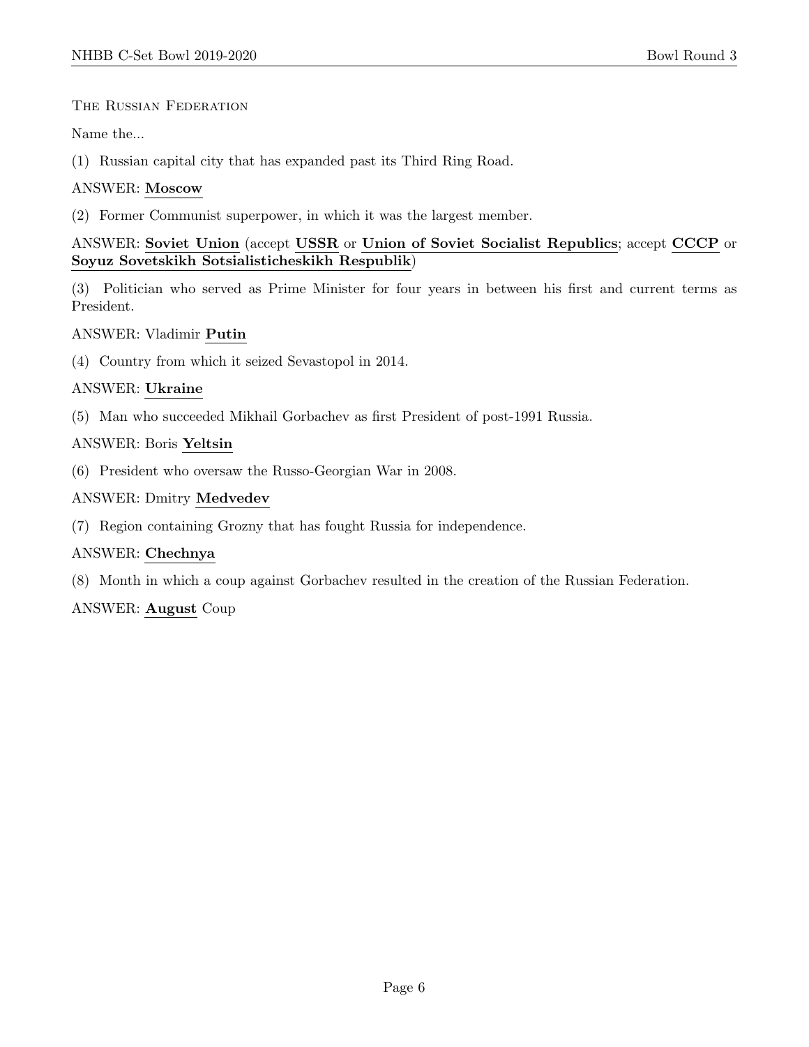The Russian Federation

Name the...

(1) Russian capital city that has expanded past its Third Ring Road.

ANSWER: **Moscow**

(2) Former Communist superpower, in which it was the largest member.

ANSWER: **Soviet Union** (accept **USSR** or **Union of Soviet Socialist Republics**; accept **CCCP** or **Soyuz Sovetskikh Sotsialisticheskikh Respublik**)

(3) Politician who served as Prime Minister for four years in between his first and current terms as President.

ANSWER: Vladimir **Putin**

(4) Country from which it seized Sevastopol in 2014.

ANSWER: **Ukraine**

(5) Man who succeeded Mikhail Gorbachev as first President of post-1991 Russia.

ANSWER: Boris **Yeltsin**

(6) President who oversaw the Russo-Georgian War in 2008.

ANSWER: Dmitry **Medvedev**

(7) Region containing Grozny that has fought Russia for independence.

ANSWER: **Chechnya**

(8) Month in which a coup against Gorbachev resulted in the creation of the Russian Federation.

ANSWER: **August** Coup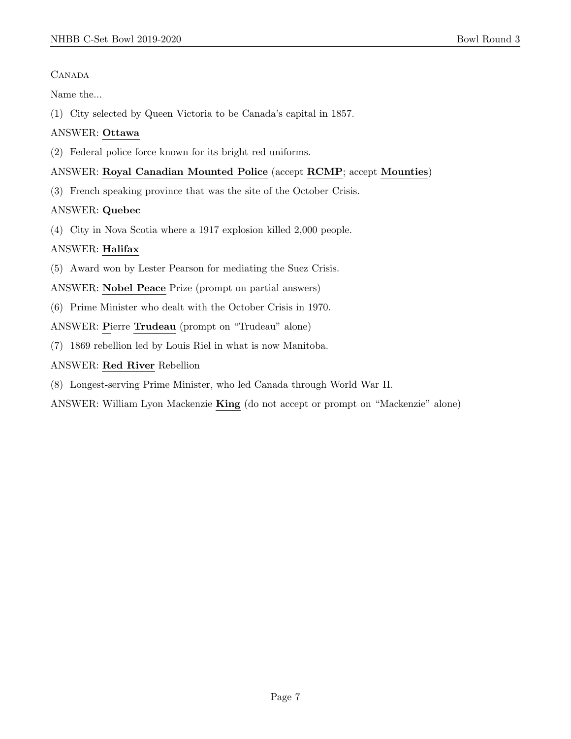Canada

Name the...

(1) City selected by Queen Victoria to be Canada's capital in 1857.

ANSWER: **Ottawa**

(2) Federal police force known for its bright red uniforms.

ANSWER: **Royal Canadian Mounted Police** (accept **RCMP**; accept **Mounties**)

(3) French speaking province that was the site of the October Crisis.

ANSWER: **Quebec**

(4) City in Nova Scotia where a 1917 explosion killed 2,000 people.

ANSWER: **Halifax**

(5) Award won by Lester Pearson for mediating the Suez Crisis.

ANSWER: **Nobel Peace** Prize (prompt on partial answers)

(6) Prime Minister who dealt with the October Crisis in 1970.

ANSWER: **P**ierre **Trudeau** (prompt on "Trudeau" alone)

(7) 1869 rebellion led by Louis Riel in what is now Manitoba.

ANSWER: **Red River** Rebellion

(8) Longest-serving Prime Minister, who led Canada through World War II.

ANSWER: William Lyon Mackenzie **King** (do not accept or prompt on "Mackenzie" alone)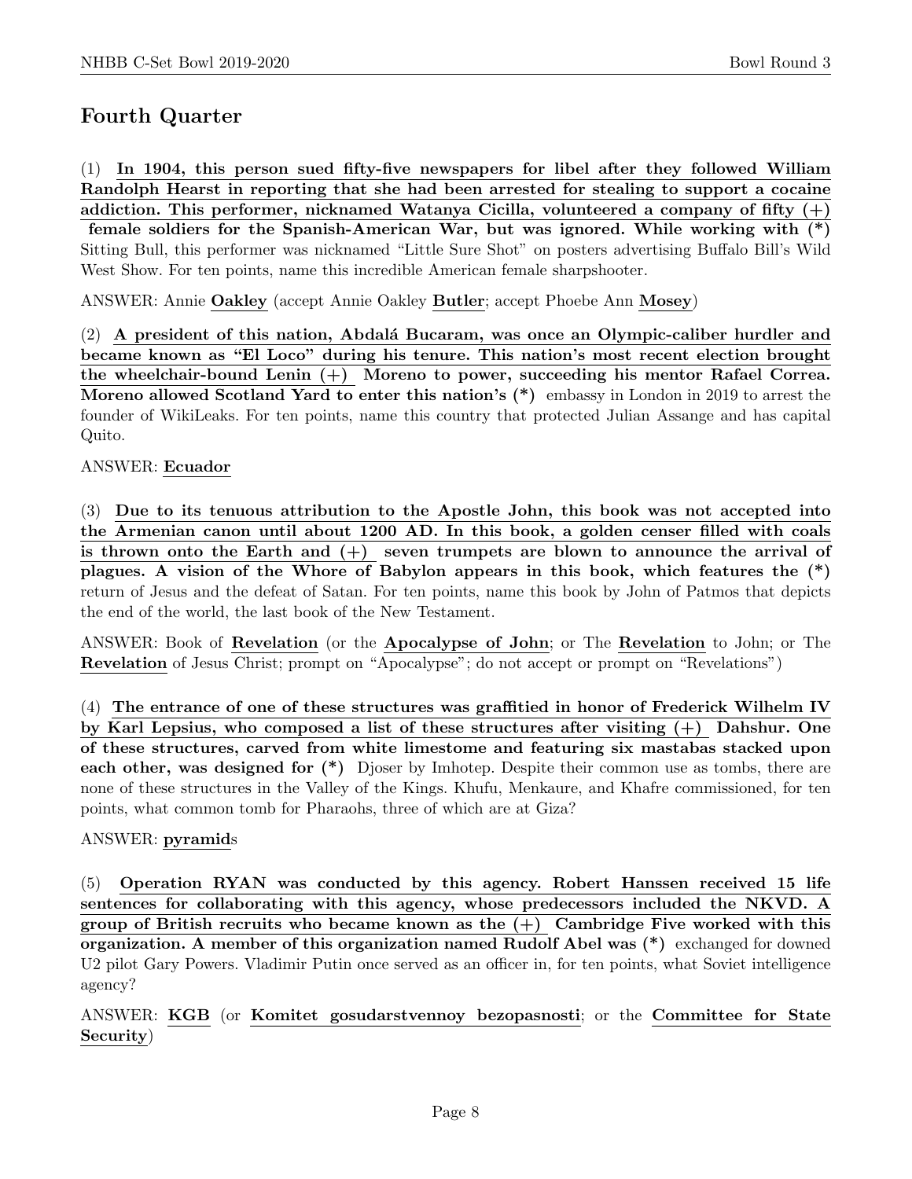## Fourth Quarter

(1) **In 1904, this person sued fifty-five newspapers for libel after they followed William Randolph Hearst in reporting that she had been arrested for stealing to support a cocaine addiction. This performer, nicknamed Watanya Cicilla, volunteered a company of fifty (+) female soldiers for the Spanish-American War, but was ignored. While working with (*)** Sitting Bull, this performer was nicknamed "Little Sure Shot" on posters advertising Buffalo Bill's Wild West Show. For ten points, name this incredible American female sharpshooter.

ANSWER: Annie **Oakley** (accept Annie Oakley **Butler**; accept Phoebe Ann **Mosey**)

(2) **A president of this nation, Abdalá Bucaram, was once an Olympic-caliber hurdler and became known as "El Loco" during his tenure. This nation's most recent election brought the wheelchair-bound Lenin (+) Moreno to power, succeeding his mentor Rafael Correa. Moreno allowed Scotland Yard to enter this nation's (*)** embassy in London in 2019 to arrest the founder of WikiLeaks. For ten points, name this country that protected Julian Assange and has capital Quito.

ANSWER: **Ecuador**

(3) **Due to its tenuous attribution to the Apostle John, this book was not accepted into the Armenian canon until about 1200 AD. In this book, a golden censer filled with coals is thrown onto the Earth and (+) seven trumpets are blown to announce the arrival of plagues. A vision of the Whore of Babylon appears in this book, which features the (*)** return of Jesus and the defeat of Satan. For ten points, name this book by John of Patmos that depicts the end of the world, the last book of the New Testament.

ANSWER: Book of **Revelation** (or the **Apocalypse of John**; or The **Revelation** to John; or The **Revelation** of Jesus Christ; prompt on "Apocalypse"; do not accept or prompt on "Revelations")

(4) **The entrance of one of these structures was graffitied in honor of Frederick Wilhelm IV by Karl Lepsius, who composed a list of these structures after visiting (+) Dahshur. One of these structures, carved from white limestome and featuring six mastabas stacked upon each other, was designed for (*)** Djoser by Imhotep. Despite their common use as tombs, there are none of these structures in the Valley of the Kings. Khufu, Menkaure, and Khafre commissioned, for ten points, what common tomb for Pharaohs, three of which are at Giza?

ANSWER: **pyramid**s

(5) **Operation RYAN was conducted by this agency. Robert Hanssen received 15 life sentences for collaborating with this agency, whose predecessors included the NKVD. A group of British recruits who became known as the (+) Cambridge Five worked with this organization. A member of this organization named Rudolf Abel was (*)** exchanged for downed U2 pilot Gary Powers. Vladimir Putin once served as an officer in, for ten points, what Soviet intelligence agency?

ANSWER: **KGB** (or **Komitet gosudarstvennoy bezopasnosti**; or the **Committee for State Security**)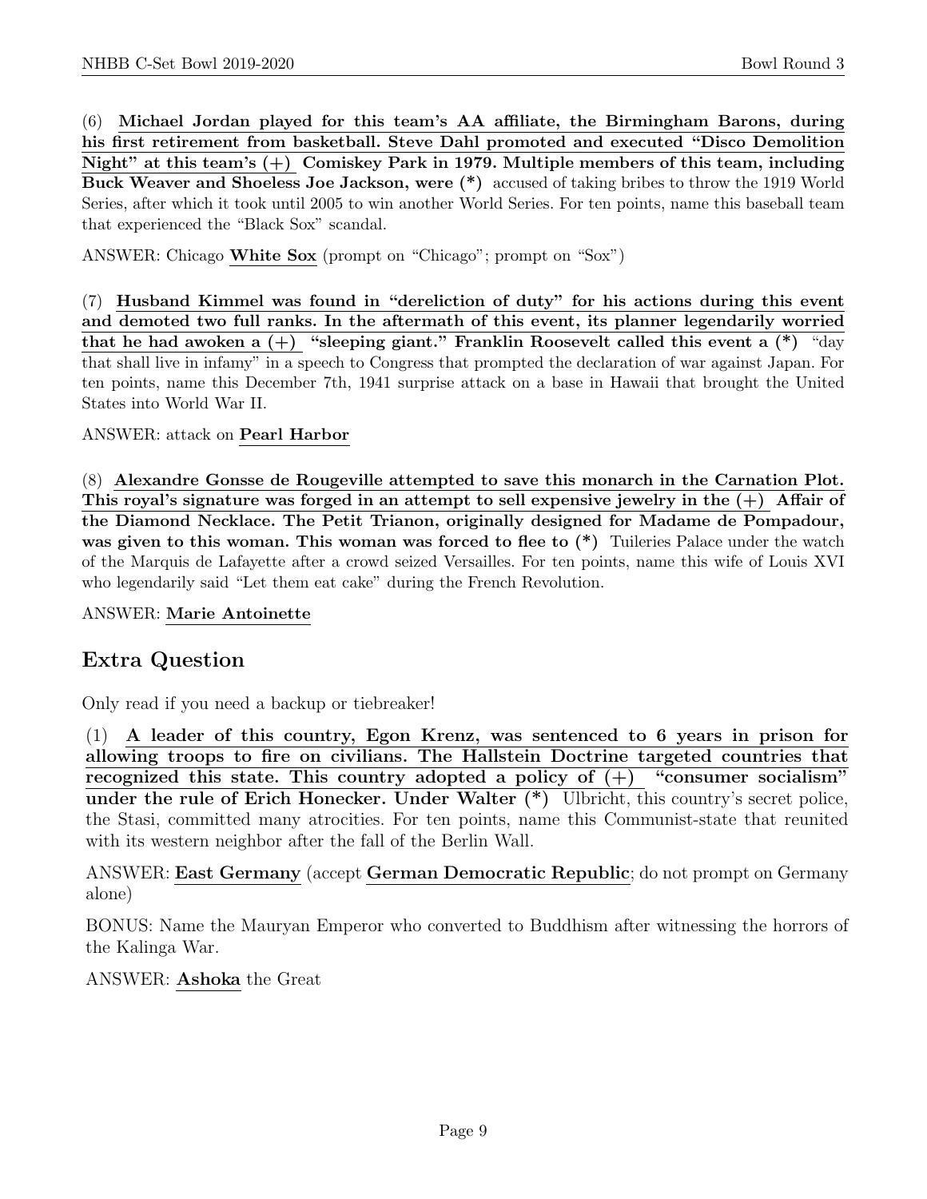(6) **Michael Jordan played for this team's AA affiliate, the Birmingham Barons, during his first retirement from basketball. Steve Dahl promoted and executed "Disco Demolition Night" at this team's (+) Comiskey Park in 1979. Multiple members of this team, including Buck Weaver and Shoeless Joe Jackson, were (*)** accused of taking bribes to throw the 1919 World Series, after which it took until 2005 to win another World Series. For ten points, name this baseball team that experienced the "Black Sox" scandal.

ANSWER: Chicago **White Sox** (prompt on "Chicago"; prompt on "Sox")

(7) **Husband Kimmel was found in "dereliction of duty" for his actions during this event and demoted two full ranks. In the aftermath of this event, its planner legendarily worried that he had awoken a (+) "sleeping giant." Franklin Roosevelt called this event a (*)** "day that shall live in infamy" in a speech to Congress that prompted the declaration of war against Japan. For ten points, name this December 7th, 1941 surprise attack on a base in Hawaii that brought the United States into World War II.

ANSWER: attack on **Pearl Harbor**

(8) **Alexandre Gonsse de Rougeville attempted to save this monarch in the Carnation Plot. This royal's signature was forged in an attempt to sell expensive jewelry in the (+) Affair of the Diamond Necklace. The Petit Trianon, originally designed for Madame de Pompadour, was given to this woman. This woman was forced to flee to (*)** Tuileries Palace under the watch of the Marquis de Lafayette after a crowd seized Versailles. For ten points, name this wife of Louis XVI who legendarily said "Let them eat cake" during the French Revolution.

ANSWER: **Marie Antoinette**

## Extra Question

Only read if you need a backup or tiebreaker!

(1) **A leader of this country, Egon Krenz, was sentenced to 6 years in prison for allowing troops to fire on civilians. The Hallstein Doctrine targeted countries that recognized this state. This country adopted a policy of (+) "consumer socialism" under the rule of Erich Honecker. Under Walter (*)** Ulbricht, this country's secret police, the Stasi, committed many atrocities. For ten points, name this Communist-state that reunited with its western neighbor after the fall of the Berlin Wall.

ANSWER: **East Germany** (accept **German Democratic Republic**; do not prompt on Germany alone)

BONUS: Name the Mauryan Emperor who converted to Buddhism after witnessing the horrors of the Kalinga War.

ANSWER: **Ashoka** the Great